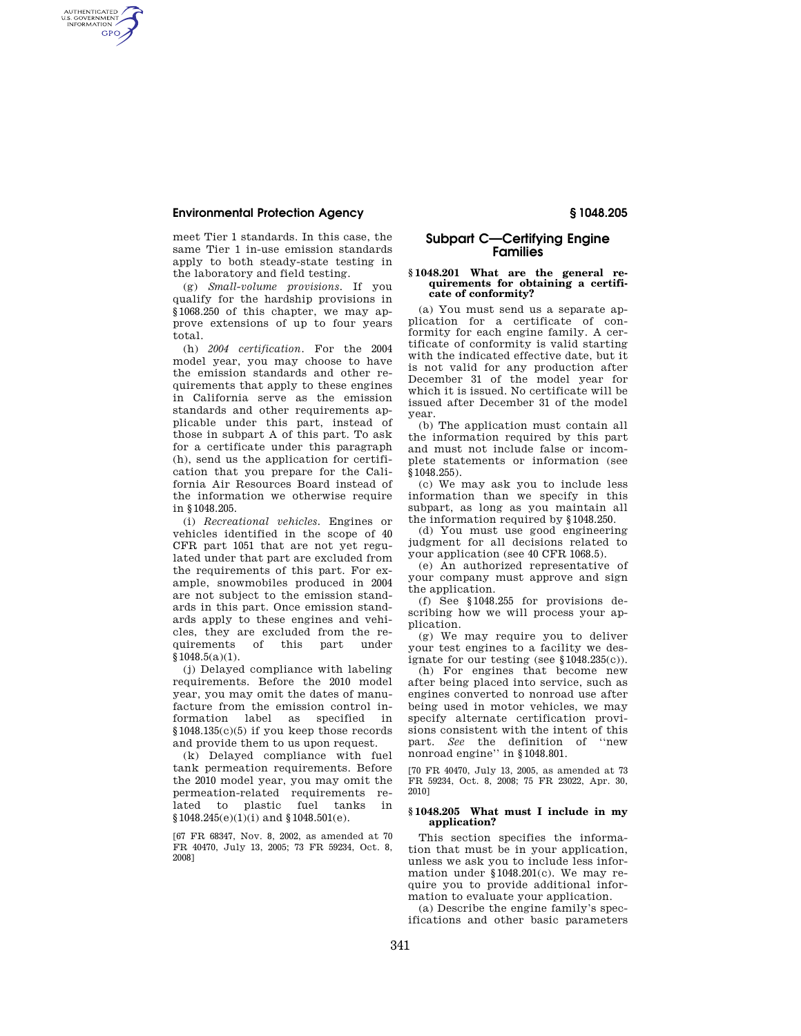meet Tier 1 standards. In this case, the same Tier 1 in-use emission standards apply to both steady-state testing in the laboratory and field testing.

(g) *Small-volume provisions.* If you qualify for the hardship provisions in §1068.250 of this chapter, we may approve extensions of up to four years total.

(h) *2004 certification.* For the 2004 model year, you may choose to have the emission standards and other requirements that apply to these engines in California serve as the emission standards and other requirements applicable under this part, instead of those in subpart A of this part. To ask for a certificate under this paragraph (h), send us the application for certification that you prepare for the California Air Resources Board instead of the information we otherwise require in §1048.205.

(i) *Recreational vehicles.* Engines or vehicles identified in the scope of 40 CFR part 1051 that are not yet regulated under that part are excluded from the requirements of this part. For example, snowmobiles produced in 2004 are not subject to the emission standards in this part. Once emission standards apply to these engines and vehicles, they are excluded from the requirements of this part under §1048.5(a)(1).

(j) Delayed compliance with labeling requirements. Before the 2010 model year, you may omit the dates of manufacture from the emission control information label as specified in §1048.135(c)(5) if you keep those records and provide them to us upon request.

(k) Delayed compliance with fuel tank permeation requirements. Before the 2010 model year, you may omit the permeation-related requirements related to plastic fuel tanks in §1048.245(e)(1)(i) and §1048.501(e).

[67 FR 68347, Nov. 8, 2002, as amended at 70 FR 40470, July 13, 2005; 73 FR 59234, Oct. 8, 2008]

## Subpart C—Certifying Engine Families

### §1048.201 What are the general requirements for obtaining a certificate of conformity?

(a) You must send us a separate application for a certificate of conformity for each engine family. A certificate of conformity is valid starting with the indicated effective date, but it is not valid for any production after December 31 of the model year for which it is issued. No certificate will be issued after December 31 of the model year.

(b) The application must contain all the information required by this part and must not include false or incomplete statements or information (see §1048.255).

(c) We may ask you to include less information than we specify in this subpart, as long as you maintain all the information required by §1048.250.

(d) You must use good engineering judgment for all decisions related to your application (see 40 CFR 1068.5).

(e) An authorized representative of your company must approve and sign the application.

(f) See §1048.255 for provisions describing how we will process your application.

(g) We may require you to deliver your test engines to a facility we designate for our testing (see §1048.235(c)).

(h) For engines that become new after being placed into service, such as engines converted to nonroad use after being used in motor vehicles, we may specify alternate certification provisions consistent with the intent of this part. *See* the definition of "new nonroad engine" in §1048.801.

[70 FR 40470, July 13, 2005, as amended at 73 FR 59234, Oct. 8, 2008; 75 FR 23022, Apr. 30, 2010]

### §1048.205 What must I include in my application?

This section specifies the information that must be in your application, unless we ask you to include less information under §1048.201(c). We may require you to provide additional information to evaluate your application.

(a) Describe the engine family's specifications and other basic parameters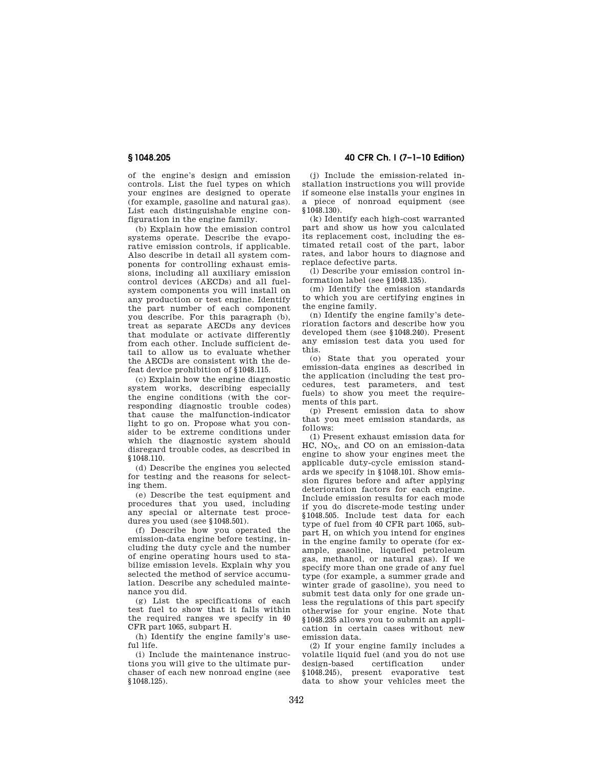of the engine's design and emission controls. List the fuel types on which your engines are designed to operate (for example, gasoline and natural gas). List each distinguishable engine configuration in the engine family.

(b) Explain how the emission control systems operate. Describe the evaporative emission controls, if applicable. Also describe in detail all system components for controlling exhaust emissions, including all auxiliary emission control devices (AECDs) and all fuel-system components you will install on any production or test engine. Identify the part number of each component you describe. For this paragraph (b), treat as separate AECDs any devices that modulate or activate differently from each other. Include sufficient detail to allow us to evaluate whether the AECDs are consistent with the defeat device prohibition of §1048.115.

(c) Explain how the engine diagnostic system works, describing especially the engine conditions (with the corresponding diagnostic trouble codes) that cause the malfunction-indicator light to go on. Propose what you consider to be extreme conditions under which the diagnostic system should disregard trouble codes, as described in §1048.110.

(d) Describe the engines you selected for testing and the reasons for selecting them.

(e) Describe the test equipment and procedures that you used, including any special or alternate test procedures you used (see §1048.501).

(f) Describe how you operated the emission-data engine before testing, including the duty cycle and the number of engine operating hours used to stabilize emission levels. Explain why you selected the method of service accumulation. Describe any scheduled maintenance you did.

(g) List the specifications of each test fuel to show that it falls within the required ranges we specify in 40 CFR part 1065, subpart H.

(h) Identify the engine family's useful life.

(i) Include the maintenance instructions you will give to the ultimate purchaser of each new nonroad engine (see §1048.125).

(j) Include the emission-related installation instructions you will provide if someone else installs your engines in a piece of nonroad equipment (see §1048.130).

(k) Identify each high-cost warranted part and show us how you calculated its replacement cost, including the estimated retail cost of the part, labor rates, and labor hours to diagnose and replace defective parts.

(l) Describe your emission control information label (see §1048.135).

(m) Identify the emission standards to which you are certifying engines in the engine family.

(n) Identify the engine family's deterioration factors and describe how you developed them (see §1048.240). Present any emission test data you used for this.

(o) State that you operated your emission-data engines as described in the application (including the test procedures, test parameters, and test fuels) to show you meet the requirements of this part.

(p) Present emission data to show that you meet emission standards, as follows:

(1) Present exhaust emission data for HC, $NO_X$, and CO on an emission-data engine to show your engines meet the applicable duty-cycle emission standards we specify in §1048.101. Show emission figures before and after applying deterioration factors for each engine. Include emission results for each mode if you do discrete-mode testing under §1048.505. Include test data for each type of fuel from 40 CFR part 1065, subpart H, on which you intend for engines in the engine family to operate (for example, gasoline, liquefied petroleum gas, methanol, or natural gas). If we specify more than one grade of any fuel type (for example, a summer grade and winter grade of gasoline), you need to submit test data only for one grade unless the regulations of this part specify otherwise for your engine. Note that §1048.235 allows you to submit an application in certain cases without new emission data.

(2) If your engine family includes a volatile liquid fuel (and you do not use design-based certification under §1048.245), present evaporative test data to show your vehicles meet the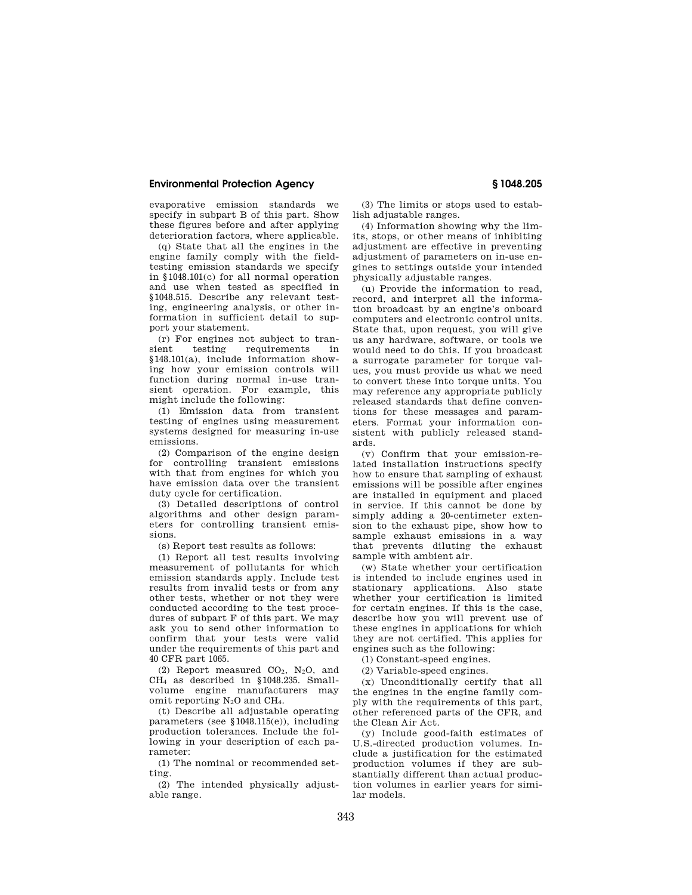evaporative emission standards we specify in subpart B of this part. Show these figures before and after applying deterioration factors, where applicable.

(q) State that all the engines in the engine family comply with the field-testing emission standards we specify in §1048.101(c) for all normal operation and use when tested as specified in §1048.515. Describe any relevant testing, engineering analysis, or other information in sufficient detail to support your statement.

(r) For engines not subject to transient testing requirements in §148.101(a), include information showing how your emission controls will function during normal in-use transient operation. For example, this might include the following:

(1) Emission data from transient testing of engines using measurement systems designed for measuring in-use emissions.

(2) Comparison of the engine design for controlling transient emissions with that from engines for which you have emission data over the transient duty cycle for certification.

(3) Detailed descriptions of control algorithms and other design parameters for controlling transient emissions.

(s) Report test results as follows:

(1) Report all test results involving measurement of pollutants for which emission standards apply. Include test results from invalid tests or from any other tests, whether or not they were conducted according to the test procedures of subpart F of this part. We may ask you to send other information to confirm that your tests were valid under the requirements of this part and 40 CFR part 1065.

(2) Report measured $CO_2$, $N_2O$, and $CH_4$ as described in §1048.235. Small-volume engine manufacturers may omit reporting $N_2O$ and $CH_4$.

(t) Describe all adjustable operating parameters (see §1048.115(e)), including production tolerances. Include the following in your description of each parameter:

(1) The nominal or recommended setting.

(2) The intended physically adjustable range.

(3) The limits or stops used to establish adjustable ranges.

(4) Information showing why the limits, stops, or other means of inhibiting adjustment are effective in preventing adjustment of parameters on in-use engines to settings outside your intended physically adjustable ranges.

(u) Provide the information to read, record, and interpret all the information broadcast by an engine's onboard computers and electronic control units. State that, upon request, you will give us any hardware, software, or tools we would need to do this. If you broadcast a surrogate parameter for torque values, you must provide us what we need to convert these into torque units. You may reference any appropriate publicly released standards that define conventions for these messages and parameters. Format your information consistent with publicly released standards.

(v) Confirm that your emission-related installation instructions specify how to ensure that sampling of exhaust emissions will be possible after engines are installed in equipment and placed in service. If this cannot be done by simply adding a 20-centimeter extension to the exhaust pipe, show how to sample exhaust emissions in a way that prevents diluting the exhaust sample with ambient air.

(w) State whether your certification is intended to include engines used in stationary applications. Also state whether your certification is limited for certain engines. If this is the case, describe how you will prevent use of these engines in applications for which they are not certified. This applies for engines such as the following:

(1) Constant-speed engines.

(2) Variable-speed engines.

(x) Unconditionally certify that all the engines in the engine family comply with the requirements of this part, other referenced parts of the CFR, and the Clean Air Act.

(y) Include good-faith estimates of U.S.-directed production volumes. Include a justification for the estimated production volumes if they are substantially different than actual production volumes in earlier years for similar models.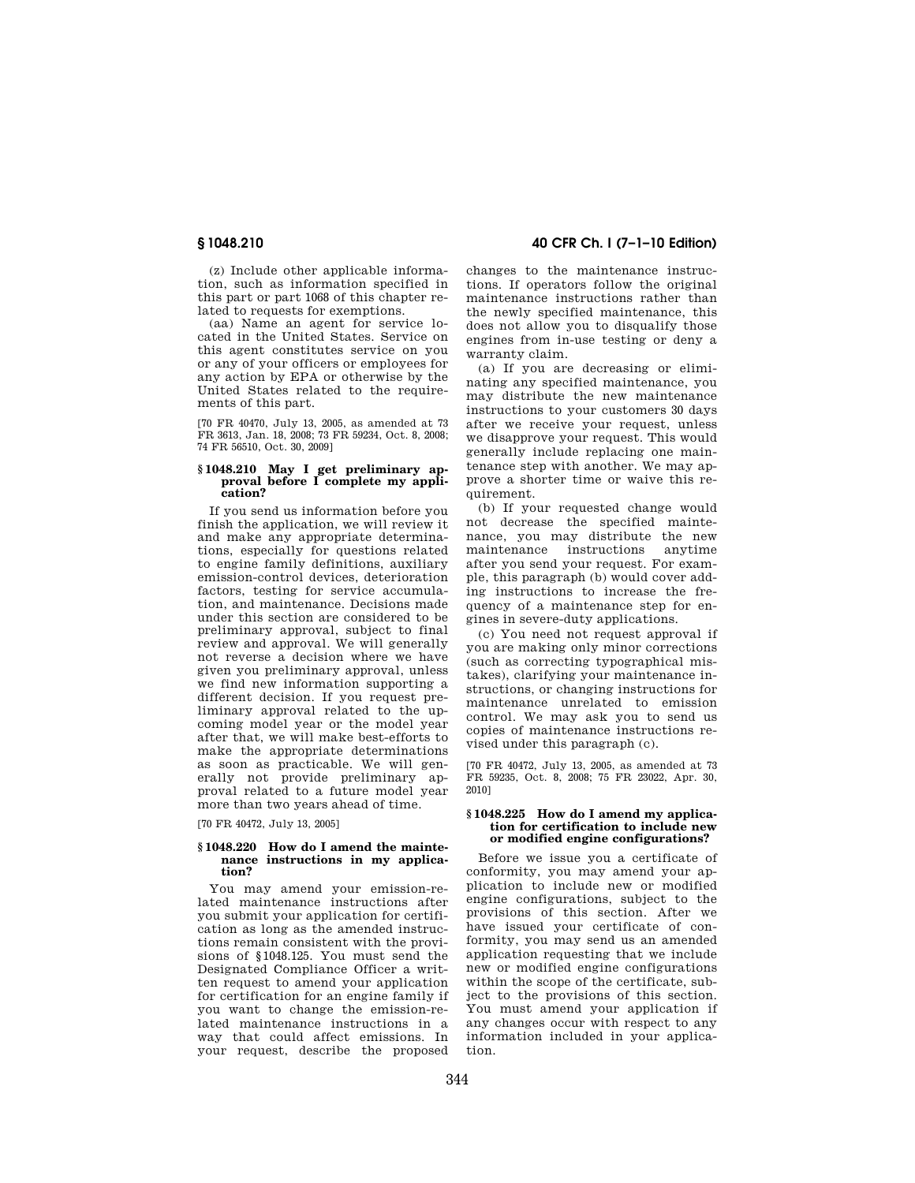(z) Include other applicable information, such as information specified in this part or part 1068 of this chapter related to requests for exemptions.

(aa) Name an agent for service located in the United States. Service on this agent constitutes service on you or any of your officers or employees for any action by EPA or otherwise by the United States related to the requirements of this part.

[70 FR 40470, July 13, 2005, as amended at 73 FR 3613, Jan. 18, 2008; 73 FR 59234, Oct. 8, 2008; 74 FR 56510, Oct. 30, 2009]

### § 1048.210 May I get preliminary approval before I complete my application?

If you send us information before you finish the application, we will review it and make any appropriate determinations, especially for questions related to engine family definitions, auxiliary emission-control devices, deterioration factors, testing for service accumulation, and maintenance. Decisions made under this section are considered to be preliminary approval, subject to final review and approval. We will generally not reverse a decision where we have given you preliminary approval, unless we find new information supporting a different decision. If you request preliminary approval related to the upcoming model year or the model year after that, we will make best-efforts to make the appropriate determinations as soon as practicable. We will generally not provide preliminary approval related to a future model year more than two years ahead of time.

[70 FR 40472, July 13, 2005]

### § 1048.220 How do I amend the maintenance instructions in my application?

You may amend your emission-related maintenance instructions after you submit your application for certification as long as the amended instructions remain consistent with the provisions of §1048.125. You must send the Designated Compliance Officer a written request to amend your application for certification for an engine family if you want to change the emission-related maintenance instructions in a way that could affect emissions. In your request, describe the proposed changes to the maintenance instructions. If operators follow the original maintenance instructions rather than the newly specified maintenance, this does not allow you to disqualify those engines from in-use testing or deny a warranty claim.

(a) If you are decreasing or eliminating any specified maintenance, you may distribute the new maintenance instructions to your customers 30 days after we receive your request, unless we disapprove your request. This would generally include replacing one maintenance step with another. We may approve a shorter time or waive this requirement.

(b) If your requested change would not decrease the specified maintenance, you may distribute the new maintenance instructions anytime after you send your request. For example, this paragraph (b) would cover adding instructions to increase the frequency of a maintenance step for engines in severe-duty applications.

(c) You need not request approval if you are making only minor corrections (such as correcting typographical mistakes), clarifying your maintenance instructions, or changing instructions for maintenance unrelated to emission control. We may ask you to send us copies of maintenance instructions revised under this paragraph (c).

[70 FR 40472, July 13, 2005, as amended at 73 FR 59235, Oct. 8, 2008; 75 FR 23022, Apr. 30, 2010]

### § 1048.225 How do I amend my application for certification to include new or modified engine configurations?

Before we issue you a certificate of conformity, you may amend your application to include new or modified engine configurations, subject to the provisions of this section. After we have issued your certificate of conformity, you may send us an amended application requesting that we include new or modified engine configurations within the scope of the certificate, subject to the provisions of this section. You must amend your application if any changes occur with respect to any information included in your application.